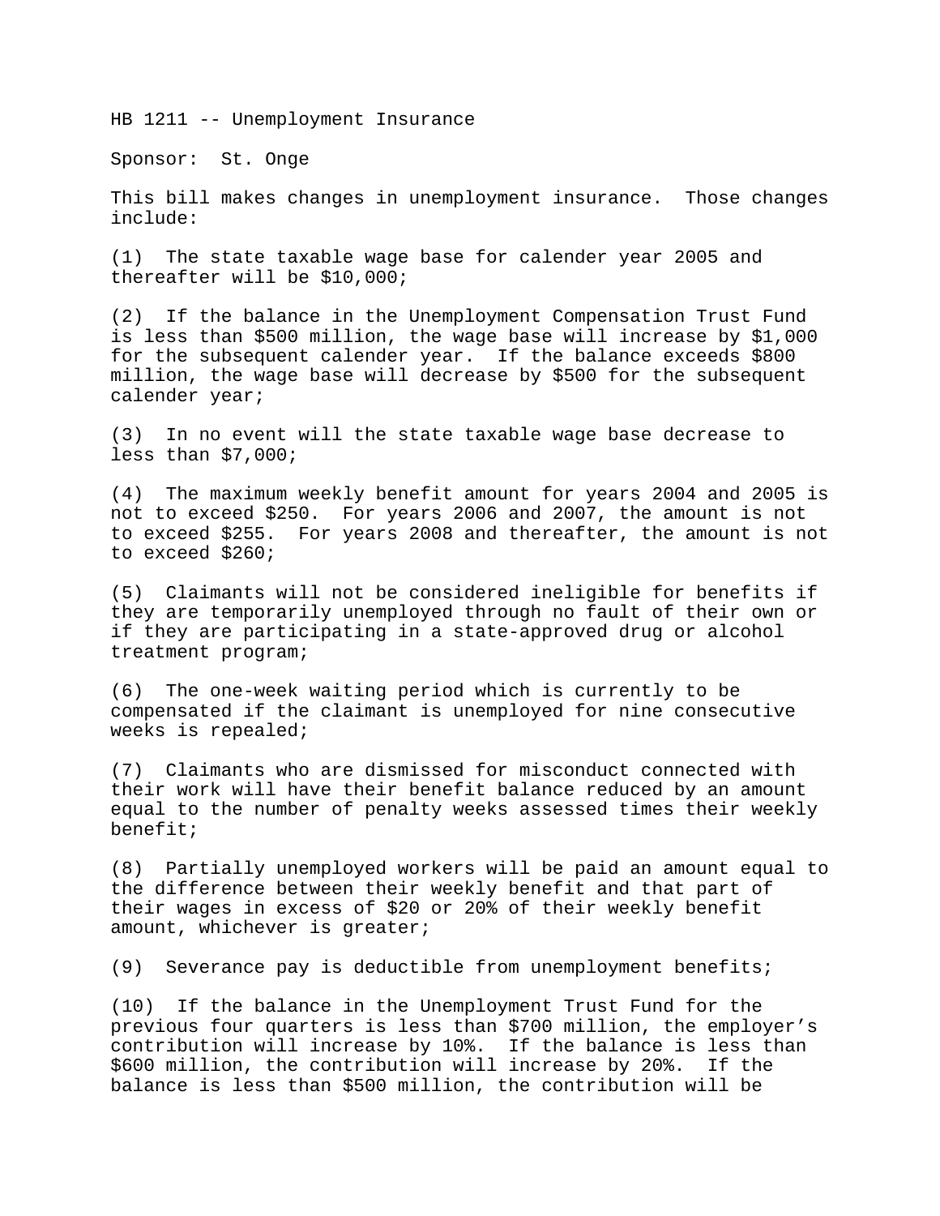HB 1211 -- Unemployment Insurance

Sponsor: St. Onge

This bill makes changes in unemployment insurance. Those changes include:

(1) The state taxable wage base for calender year 2005 and thereafter will be $10,000;

(2) If the balance in the Unemployment Compensation Trust Fund is less than $500 million, the wage base will increase by $1,000 for the subsequent calender year. If the balance exceeds $800 million, the wage base will decrease by $500 for the subsequent calender year;

(3) In no event will the state taxable wage base decrease to less than $7,000;

(4) The maximum weekly benefit amount for years 2004 and 2005 is not to exceed $250. For years 2006 and 2007, the amount is not to exceed $255. For years 2008 and thereafter, the amount is not to exceed $260;

(5) Claimants will not be considered ineligible for benefits if they are temporarily unemployed through no fault of their own or if they are participating in a state-approved drug or alcohol treatment program;

(6) The one-week waiting period which is currently to be compensated if the claimant is unemployed for nine consecutive weeks is repealed;

(7) Claimants who are dismissed for misconduct connected with their work will have their benefit balance reduced by an amount equal to the number of penalty weeks assessed times their weekly benefit;

(8) Partially unemployed workers will be paid an amount equal to the difference between their weekly benefit and that part of their wages in excess of $20 or 20% of their weekly benefit amount, whichever is greater;

(9) Severance pay is deductible from unemployment benefits;

(10) If the balance in the Unemployment Trust Fund for the previous four quarters is less than $700 million, the employer's contribution will increase by 10%. If the balance is less than $600 million, the contribution will increase by 20%. If the balance is less than $500 million, the contribution will be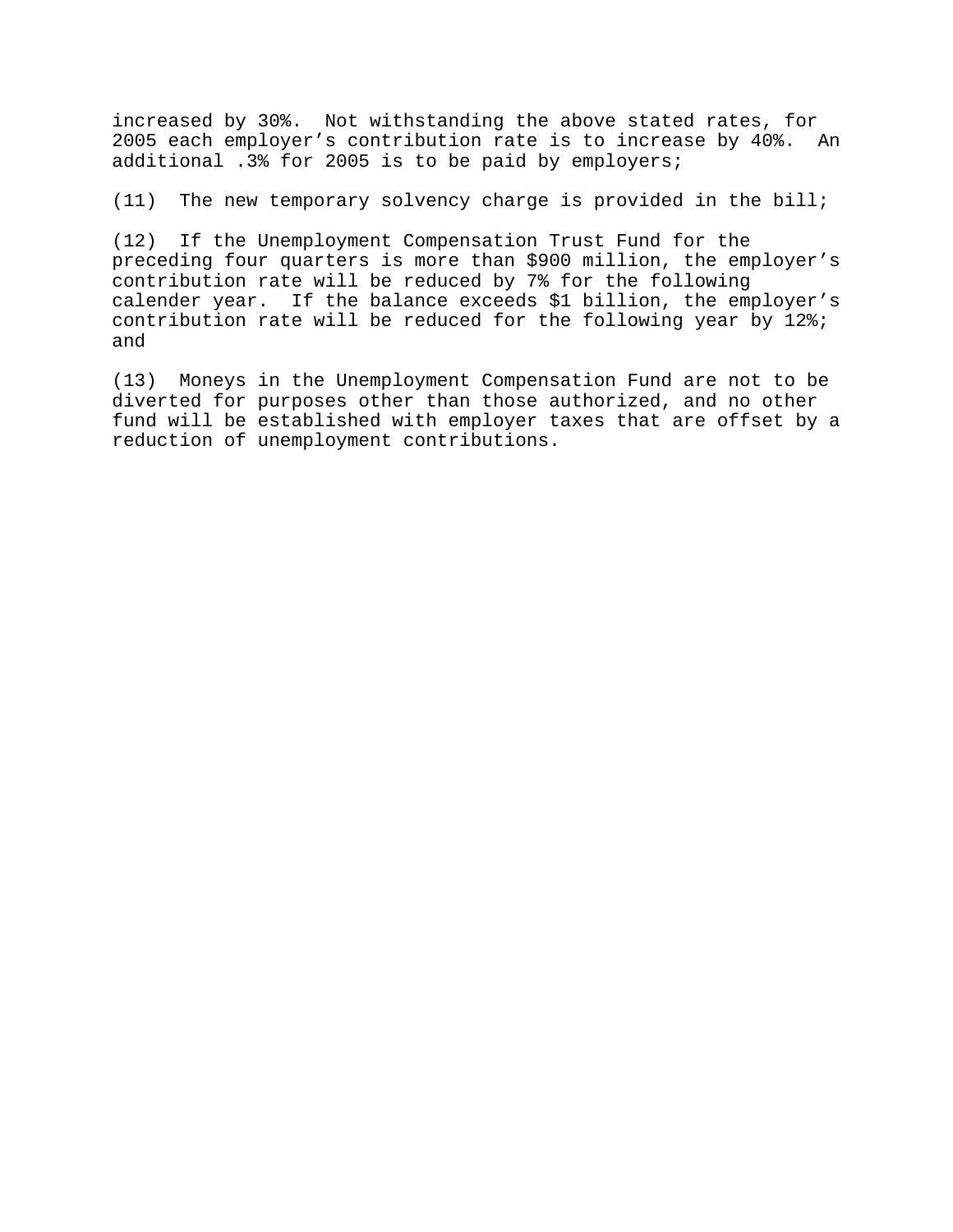increased by 30%.  Not withstanding the above stated rates, for 2005 each employer's contribution rate is to increase by 40%.  An additional .3% for 2005 is to be paid by employers;

(11)  The new temporary solvency charge is provided in the bill;

(12)  If the Unemployment Compensation Trust Fund for the preceding four quarters is more than $900 million, the employer's contribution rate will be reduced by 7% for the following calender year.  If the balance exceeds $1 billion, the employer's contribution rate will be reduced for the following year by 12%; and

(13)  Moneys in the Unemployment Compensation Fund are not to be diverted for purposes other than those authorized, and no other fund will be established with employer taxes that are offset by a reduction of unemployment contributions.